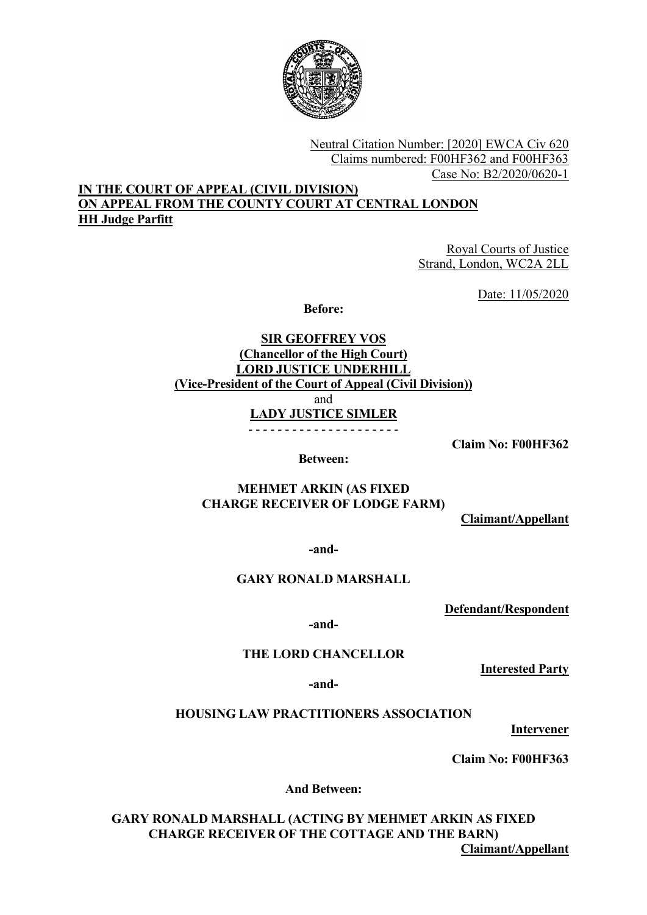Neutral Citation Number: [2020] EWCA Civ 620
Claims numbered: F00HF362 and F00HF363
Case No: B2/2020/0620-1

**IN THE COURT OF APPEAL (CIVIL DIVISION)**
**ON APPEAL FROM THE COUNTY COURT AT CENTRAL LONDON**
**HH Judge Parfitt**

Royal Courts of Justice
Strand, London, WC2A 2LL

Date: 11/05/2020

**Before:**

**SIR GEOFFREY VOS**
**(Chancellor of the High Court)**
**LORD JUSTICE UNDERHILL**
**(Vice-President of the Court of Appeal (Civil Division))**
and
**LADY JUSTICE SIMLER**

- - - - - - - - - - - - - - - - - - - - -

**Claim No: F00HF362**

**Between:**

**MEHMET ARKIN (AS FIXED CHARGE RECEIVER OF LODGE FARM)**

**Claimant/Appellant**

**-and-**

**GARY RONALD MARSHALL**

**Defendant/Respondent**

**-and-**

**THE LORD CHANCELLOR**

**Interested Party**

**-and-**

**HOUSING LAW PRACTITIONERS ASSOCIATION**

**Intervener**

**Claim No: F00HF363**

**And Between:**

**GARY RONALD MARSHALL (ACTING BY MEHMET ARKIN AS FIXED CHARGE RECEIVER OF THE COTTAGE AND THE BARN)**

**Claimant/Appellant**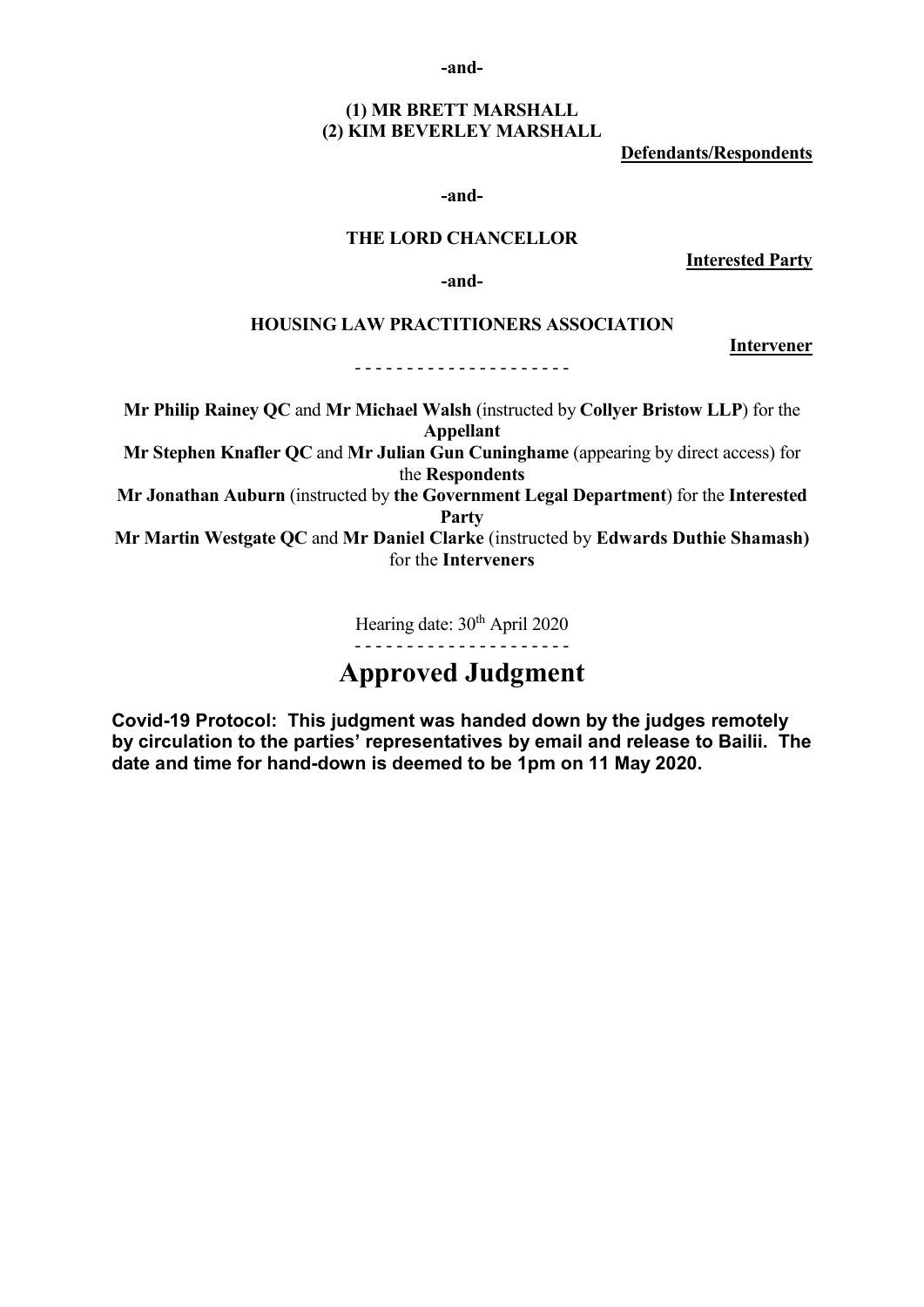**-and-**

**(1) MR BRETT MARSHALL**
**(2) KIM BEVERLEY MARSHALL**

**Defendants/Respondents**

**-and-**

**THE LORD CHANCELLOR**

**Interested Party**

**-and-**

**HOUSING LAW PRACTITIONERS ASSOCIATION**

**Intervener**

- - - - - - - - - - - - - - - - - - - - -

**Mr Philip Rainey QC** and **Mr Michael Walsh** (instructed by **Collyer Bristow LLP**) for the **Appellant**

**Mr Stephen Knafler QC** and **Mr Julian Gun Cuninghame** (appearing by direct access) for the **Respondents**

**Mr Jonathan Auburn** (instructed by **the Government Legal Department**) for the **Interested Party**

**Mr Martin Westgate QC** and **Mr Daniel Clarke** (instructed by **Edwards Duthie Shamash)** for the **Interveners**

Hearing date: 30th April 2020

- - - - - - - - - - - - - - - - - - - - -

# Approved Judgment

**Covid-19 Protocol: This judgment was handed down by the judges remotely by circulation to the parties' representatives by email and release to Bailii. The date and time for hand-down is deemed to be 1pm on 11 May 2020.**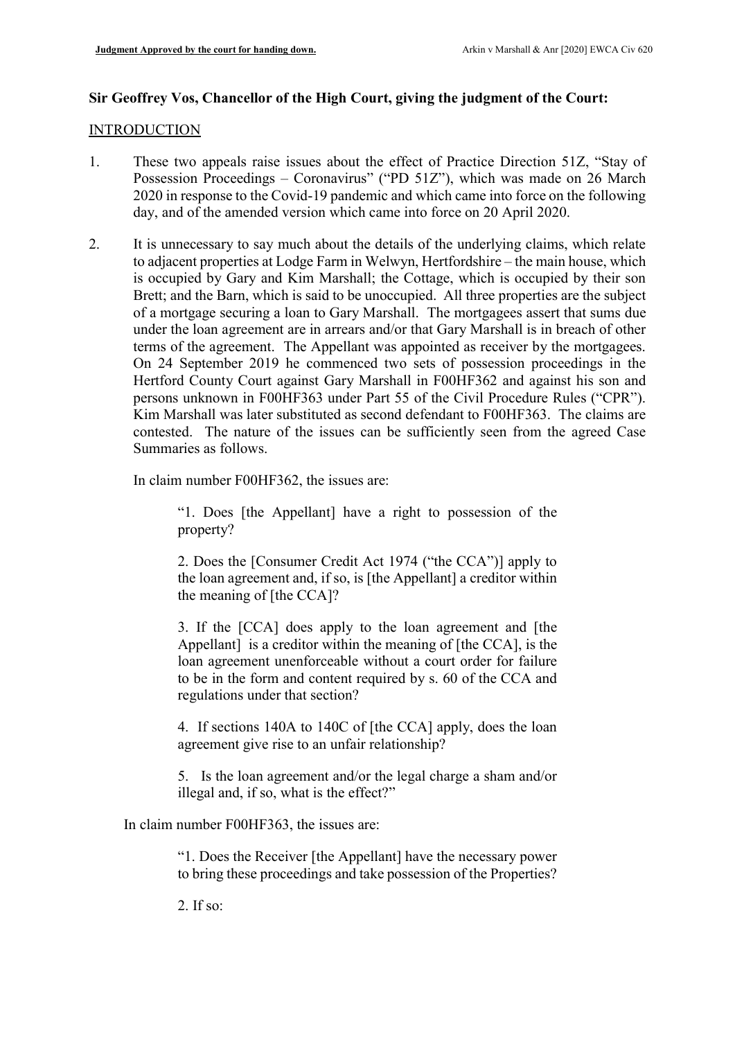**Sir Geoffrey Vos, Chancellor of the High Court, giving the judgment of the Court:**

INTRODUCTION

1. These two appeals raise issues about the effect of Practice Direction 51Z, "Stay of Possession Proceedings – Coronavirus" ("PD 51Z"), which was made on 26 March 2020 in response to the Covid-19 pandemic and which came into force on the following day, and of the amended version which came into force on 20 April 2020.

2. It is unnecessary to say much about the details of the underlying claims, which relate to adjacent properties at Lodge Farm in Welwyn, Hertfordshire – the main house, which is occupied by Gary and Kim Marshall; the Cottage, which is occupied by their son Brett; and the Barn, which is said to be unoccupied. All three properties are the subject of a mortgage securing a loan to Gary Marshall. The mortgagees assert that sums due under the loan agreement are in arrears and/or that Gary Marshall is in breach of other terms of the agreement. The Appellant was appointed as receiver by the mortgagees. On 24 September 2019 he commenced two sets of possession proceedings in the Hertford County Court against Gary Marshall in F00HF362 and against his son and persons unknown in F00HF363 under Part 55 of the Civil Procedure Rules ("CPR"). Kim Marshall was later substituted as second defendant to F00HF363. The claims are contested. The nature of the issues can be sufficiently seen from the agreed Case Summaries as follows.

   In claim number F00HF362, the issues are:

   > "1. Does [the Appellant] have a right to possession of the property?
   >
   > 2. Does the [Consumer Credit Act 1974 ("the CCA")] apply to the loan agreement and, if so, is [the Appellant] a creditor within the meaning of [the CCA]?
   >
   > 3. If the [CCA] does apply to the loan agreement and [the Appellant] is a creditor within the meaning of [the CCA], is the loan agreement unenforceable without a court order for failure to be in the form and content required by s. 60 of the CCA and regulations under that section?
   >
   > 4. If sections 140A to 140C of [the CCA] apply, does the loan agreement give rise to an unfair relationship?
   >
   > 5. Is the loan agreement and/or the legal charge a sham and/or illegal and, if so, what is the effect?"

   In claim number F00HF363, the issues are:

   > "1. Does the Receiver [the Appellant] have the necessary power to bring these proceedings and take possession of the Properties?
   >
   > 2. If so: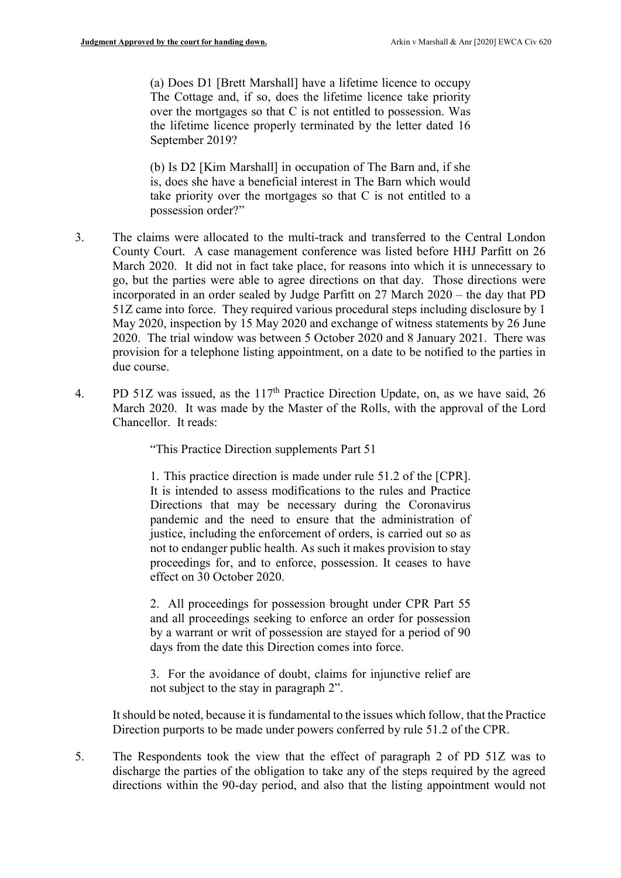(a) Does D1 [Brett Marshall] have a lifetime licence to occupy The Cottage and, if so, does the lifetime licence take priority over the mortgages so that C is not entitled to possession. Was the lifetime licence properly terminated by the letter dated 16 September 2019?

(b) Is D2 [Kim Marshall] in occupation of The Barn and, if she is, does she have a beneficial interest in The Barn which would take priority over the mortgages so that C is not entitled to a possession order?"

3. The claims were allocated to the multi-track and transferred to the Central London County Court. A case management conference was listed before HHJ Parfitt on 26 March 2020. It did not in fact take place, for reasons into which it is unnecessary to go, but the parties were able to agree directions on that day. Those directions were incorporated in an order sealed by Judge Parfitt on 27 March 2020 – the day that PD 51Z came into force. They required various procedural steps including disclosure by 1 May 2020, inspection by 15 May 2020 and exchange of witness statements by 26 June 2020. The trial window was between 5 October 2020 and 8 January 2021. There was provision for a telephone listing appointment, on a date to be notified to the parties in due course.

4. PD 51Z was issued, as the 117th Practice Direction Update, on, as we have said, 26 March 2020. It was made by the Master of the Rolls, with the approval of the Lord Chancellor. It reads:

> "This Practice Direction supplements Part 51
>
> 1. This practice direction is made under rule 51.2 of the [CPR]. It is intended to assess modifications to the rules and Practice Directions that may be necessary during the Coronavirus pandemic and the need to ensure that the administration of justice, including the enforcement of orders, is carried out so as not to endanger public health. As such it makes provision to stay proceedings for, and to enforce, possession. It ceases to have effect on 30 October 2020.
>
> 2. All proceedings for possession brought under CPR Part 55 and all proceedings seeking to enforce an order for possession by a warrant or writ of possession are stayed for a period of 90 days from the date this Direction comes into force.
>
> 3. For the avoidance of doubt, claims for injunctive relief are not subject to the stay in paragraph 2".

It should be noted, because it is fundamental to the issues which follow, that the Practice Direction purports to be made under powers conferred by rule 51.2 of the CPR.

5. The Respondents took the view that the effect of paragraph 2 of PD 51Z was to discharge the parties of the obligation to take any of the steps required by the agreed directions within the 90-day period, and also that the listing appointment would not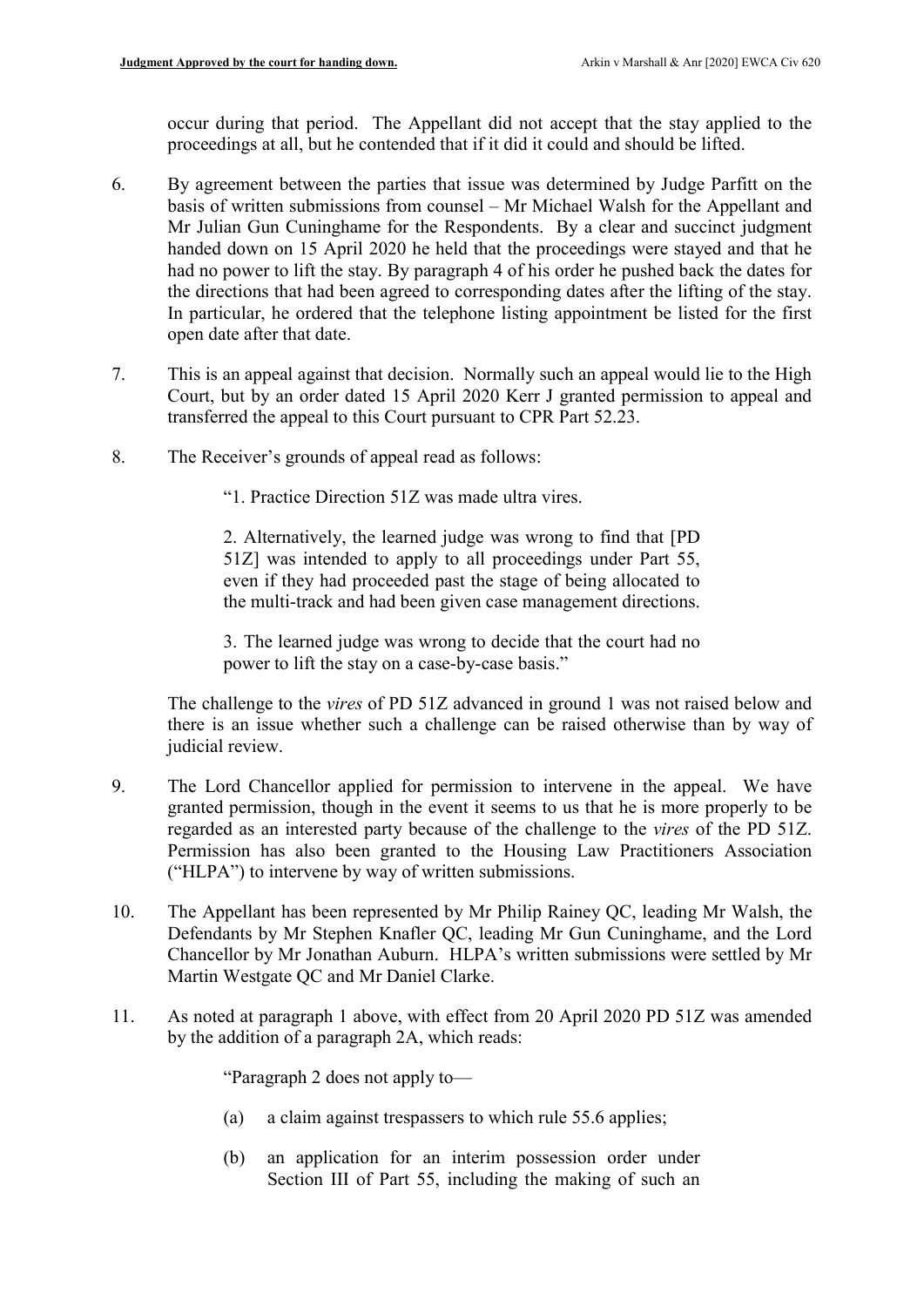occur during that period. The Appellant did not accept that the stay applied to the proceedings at all, but he contended that if it did it could and should be lifted.

6. By agreement between the parties that issue was determined by Judge Parfitt on the basis of written submissions from counsel – Mr Michael Walsh for the Appellant and Mr Julian Gun Cuninghame for the Respondents. By a clear and succinct judgment handed down on 15 April 2020 he held that the proceedings were stayed and that he had no power to lift the stay. By paragraph 4 of his order he pushed back the dates for the directions that had been agreed to corresponding dates after the lifting of the stay. In particular, he ordered that the telephone listing appointment be listed for the first open date after that date.

7. This is an appeal against that decision. Normally such an appeal would lie to the High Court, but by an order dated 15 April 2020 Kerr J granted permission to appeal and transferred the appeal to this Court pursuant to CPR Part 52.23.

8. The Receiver's grounds of appeal read as follows:

> "1. Practice Direction 51Z was made ultra vires.
>
> 2. Alternatively, the learned judge was wrong to find that [PD 51Z] was intended to apply to all proceedings under Part 55, even if they had proceeded past the stage of being allocated to the multi-track and had been given case management directions.
>
> 3. The learned judge was wrong to decide that the court had no power to lift the stay on a case-by-case basis."

The challenge to the *vires* of PD 51Z advanced in ground 1 was not raised below and there is an issue whether such a challenge can be raised otherwise than by way of judicial review.

9. The Lord Chancellor applied for permission to intervene in the appeal. We have granted permission, though in the event it seems to us that he is more properly to be regarded as an interested party because of the challenge to the *vires* of the PD 51Z. Permission has also been granted to the Housing Law Practitioners Association ("HLPA") to intervene by way of written submissions.

10. The Appellant has been represented by Mr Philip Rainey QC, leading Mr Walsh, the Defendants by Mr Stephen Knafler QC, leading Mr Gun Cuninghame, and the Lord Chancellor by Mr Jonathan Auburn. HLPA's written submissions were settled by Mr Martin Westgate QC and Mr Daniel Clarke.

11. As noted at paragraph 1 above, with effect from 20 April 2020 PD 51Z was amended by the addition of a paragraph 2A, which reads:

> "Paragraph 2 does not apply to—
>
> (a) a claim against trespassers to which rule 55.6 applies;
>
> (b) an application for an interim possession order under Section III of Part 55, including the making of such an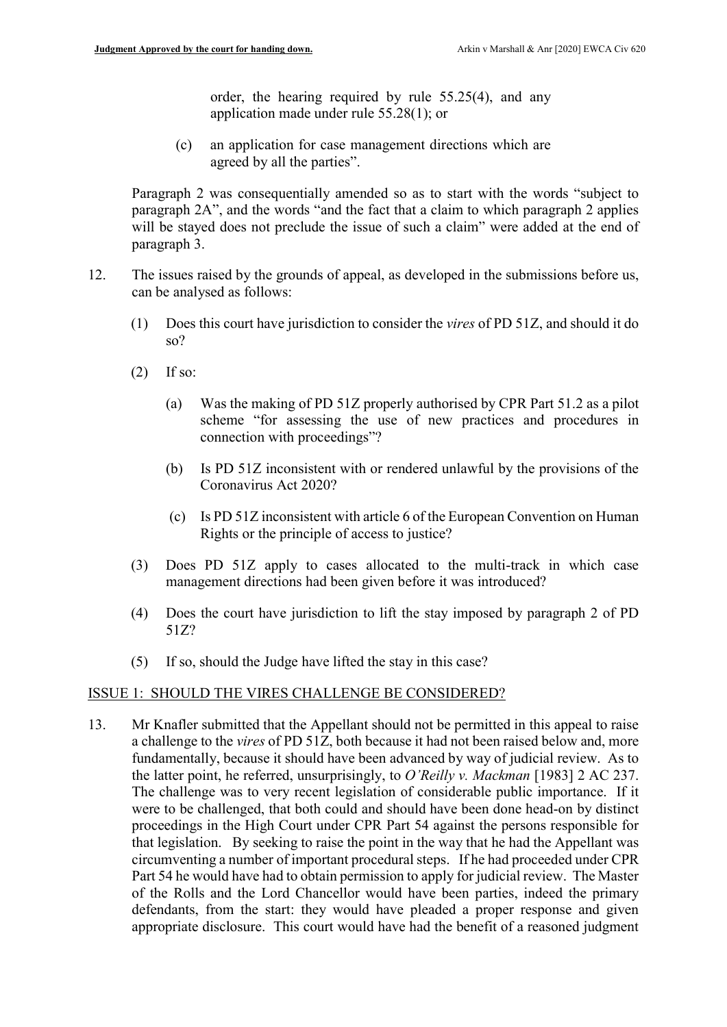order, the hearing required by rule 55.25(4), and any application made under rule 55.28(1); or

(c) an application for case management directions which are agreed by all the parties".

Paragraph 2 was consequentially amended so as to start with the words "subject to paragraph 2A", and the words "and the fact that a claim to which paragraph 2 applies will be stayed does not preclude the issue of such a claim" were added at the end of paragraph 3.

12. The issues raised by the grounds of appeal, as developed in the submissions before us, can be analysed as follows:

    (1) Does this court have jurisdiction to consider the *vires* of PD 51Z, and should it do so?

    (2) If so:

        (a) Was the making of PD 51Z properly authorised by CPR Part 51.2 as a pilot scheme "for assessing the use of new practices and procedures in connection with proceedings"?

        (b) Is PD 51Z inconsistent with or rendered unlawful by the provisions of the Coronavirus Act 2020?

        (c) Is PD 51Z inconsistent with article 6 of the European Convention on Human Rights or the principle of access to justice?

    (3) Does PD 51Z apply to cases allocated to the multi-track in which case management directions had been given before it was introduced?

    (4) Does the court have jurisdiction to lift the stay imposed by paragraph 2 of PD 51Z?

    (5) If so, should the Judge have lifted the stay in this case?

## ISSUE 1: SHOULD THE VIRES CHALLENGE BE CONSIDERED?

13. Mr Knafler submitted that the Appellant should not be permitted in this appeal to raise a challenge to the *vires* of PD 51Z, both because it had not been raised below and, more fundamentally, because it should have been advanced by way of judicial review. As to the latter point, he referred, unsurprisingly, to *O'Reilly v. Mackman* [1983] 2 AC 237. The challenge was to very recent legislation of considerable public importance. If it were to be challenged, that both could and should have been done head-on by distinct proceedings in the High Court under CPR Part 54 against the persons responsible for that legislation. By seeking to raise the point in the way that he had the Appellant was circumventing a number of important procedural steps. If he had proceeded under CPR Part 54 he would have had to obtain permission to apply for judicial review. The Master of the Rolls and the Lord Chancellor would have been parties, indeed the primary defendants, from the start: they would have pleaded a proper response and given appropriate disclosure. This court would have had the benefit of a reasoned judgment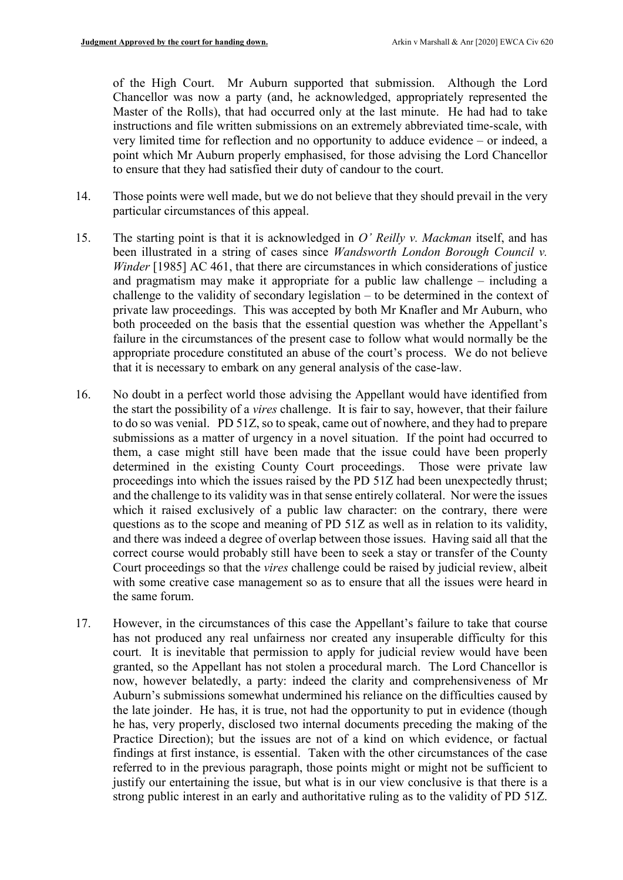of the High Court. Mr Auburn supported that submission. Although the Lord Chancellor was now a party (and, he acknowledged, appropriately represented the Master of the Rolls), that had occurred only at the last minute. He had had to take instructions and file written submissions on an extremely abbreviated time-scale, with very limited time for reflection and no opportunity to adduce evidence – or indeed, a point which Mr Auburn properly emphasised, for those advising the Lord Chancellor to ensure that they had satisfied their duty of candour to the court.

14. Those points were well made, but we do not believe that they should prevail in the very particular circumstances of this appeal.

15. The starting point is that it is acknowledged in *O' Reilly v. Mackman* itself, and has been illustrated in a string of cases since *Wandsworth London Borough Council v. Winder* [1985] AC 461, that there are circumstances in which considerations of justice and pragmatism may make it appropriate for a public law challenge – including a challenge to the validity of secondary legislation – to be determined in the context of private law proceedings. This was accepted by both Mr Knafler and Mr Auburn, who both proceeded on the basis that the essential question was whether the Appellant's failure in the circumstances of the present case to follow what would normally be the appropriate procedure constituted an abuse of the court's process. We do not believe that it is necessary to embark on any general analysis of the case-law.

16. No doubt in a perfect world those advising the Appellant would have identified from the start the possibility of a *vires* challenge. It is fair to say, however, that their failure to do so was venial. PD 51Z, so to speak, came out of nowhere, and they had to prepare submissions as a matter of urgency in a novel situation. If the point had occurred to them, a case might still have been made that the issue could have been properly determined in the existing County Court proceedings. Those were private law proceedings into which the issues raised by the PD 51Z had been unexpectedly thrust; and the challenge to its validity was in that sense entirely collateral. Nor were the issues which it raised exclusively of a public law character: on the contrary, there were questions as to the scope and meaning of PD 51Z as well as in relation to its validity, and there was indeed a degree of overlap between those issues. Having said all that the correct course would probably still have been to seek a stay or transfer of the County Court proceedings so that the *vires* challenge could be raised by judicial review, albeit with some creative case management so as to ensure that all the issues were heard in the same forum.

17. However, in the circumstances of this case the Appellant's failure to take that course has not produced any real unfairness nor created any insuperable difficulty for this court. It is inevitable that permission to apply for judicial review would have been granted, so the Appellant has not stolen a procedural march. The Lord Chancellor is now, however belatedly, a party: indeed the clarity and comprehensiveness of Mr Auburn's submissions somewhat undermined his reliance on the difficulties caused by the late joinder. He has, it is true, not had the opportunity to put in evidence (though he has, very properly, disclosed two internal documents preceding the making of the Practice Direction); but the issues are not of a kind on which evidence, or factual findings at first instance, is essential. Taken with the other circumstances of the case referred to in the previous paragraph, those points might or might not be sufficient to justify our entertaining the issue, but what is in our view conclusive is that there is a strong public interest in an early and authoritative ruling as to the validity of PD 51Z.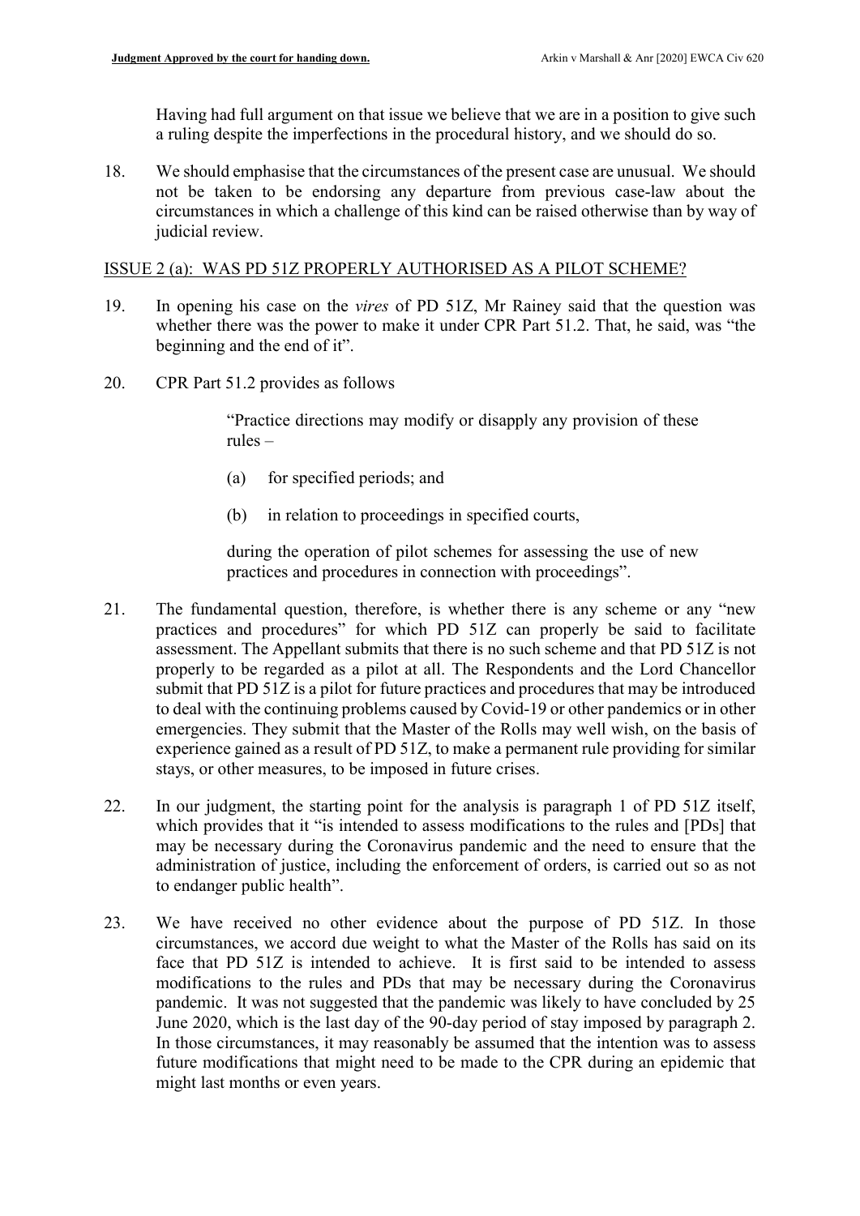Having had full argument on that issue we believe that we are in a position to give such a ruling despite the imperfections in the procedural history, and we should do so.

18. We should emphasise that the circumstances of the present case are unusual. We should not be taken to be endorsing any departure from previous case-law about the circumstances in which a challenge of this kind can be raised otherwise than by way of judicial review.

## ISSUE 2 (a): WAS PD 51Z PROPERLY AUTHORISED AS A PILOT SCHEME?

19. In opening his case on the *vires* of PD 51Z, Mr Rainey said that the question was whether there was the power to make it under CPR Part 51.2. That, he said, was "the beginning and the end of it".

20. CPR Part 51.2 provides as follows

> "Practice directions may modify or disapply any provision of these rules –
>
> (a) for specified periods; and
>
> (b) in relation to proceedings in specified courts,
>
> during the operation of pilot schemes for assessing the use of new practices and procedures in connection with proceedings".

21. The fundamental question, therefore, is whether there is any scheme or any "new practices and procedures" for which PD 51Z can properly be said to facilitate assessment. The Appellant submits that there is no such scheme and that PD 51Z is not properly to be regarded as a pilot at all. The Respondents and the Lord Chancellor submit that PD 51Z is a pilot for future practices and procedures that may be introduced to deal with the continuing problems caused by Covid-19 or other pandemics or in other emergencies. They submit that the Master of the Rolls may well wish, on the basis of experience gained as a result of PD 51Z, to make a permanent rule providing for similar stays, or other measures, to be imposed in future crises.

22. In our judgment, the starting point for the analysis is paragraph 1 of PD 51Z itself, which provides that it "is intended to assess modifications to the rules and [PDs] that may be necessary during the Coronavirus pandemic and the need to ensure that the administration of justice, including the enforcement of orders, is carried out so as not to endanger public health".

23. We have received no other evidence about the purpose of PD 51Z. In those circumstances, we accord due weight to what the Master of the Rolls has said on its face that PD 51Z is intended to achieve. It is first said to be intended to assess modifications to the rules and PDs that may be necessary during the Coronavirus pandemic. It was not suggested that the pandemic was likely to have concluded by 25 June 2020, which is the last day of the 90-day period of stay imposed by paragraph 2. In those circumstances, it may reasonably be assumed that the intention was to assess future modifications that might need to be made to the CPR during an epidemic that might last months or even years.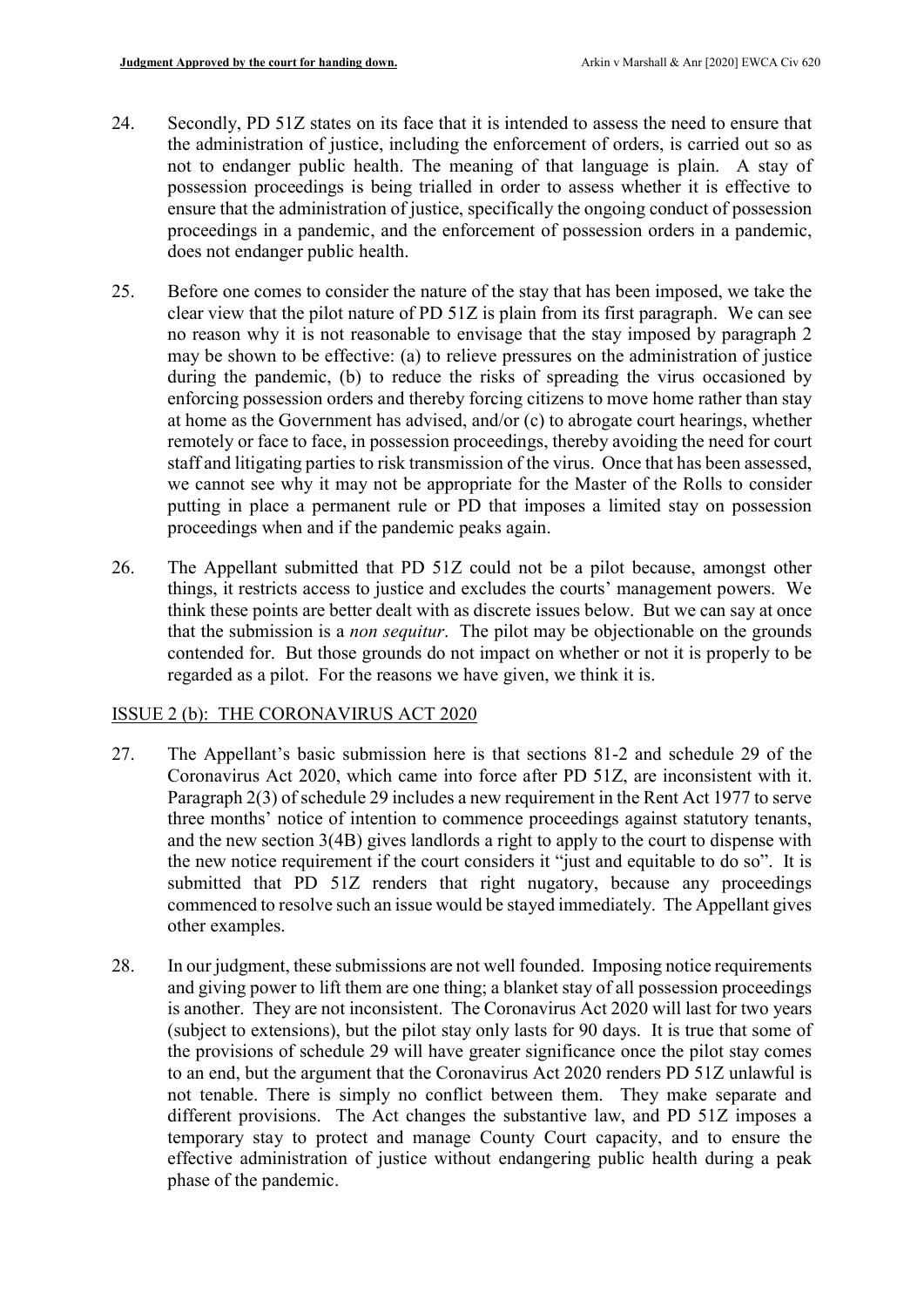24. Secondly, PD 51Z states on its face that it is intended to assess the need to ensure that the administration of justice, including the enforcement of orders, is carried out so as not to endanger public health. The meaning of that language is plain. A stay of possession proceedings is being trialled in order to assess whether it is effective to ensure that the administration of justice, specifically the ongoing conduct of possession proceedings in a pandemic, and the enforcement of possession orders in a pandemic, does not endanger public health.

25. Before one comes to consider the nature of the stay that has been imposed, we take the clear view that the pilot nature of PD 51Z is plain from its first paragraph. We can see no reason why it is not reasonable to envisage that the stay imposed by paragraph 2 may be shown to be effective: (a) to relieve pressures on the administration of justice during the pandemic, (b) to reduce the risks of spreading the virus occasioned by enforcing possession orders and thereby forcing citizens to move home rather than stay at home as the Government has advised, and/or (c) to abrogate court hearings, whether remotely or face to face, in possession proceedings, thereby avoiding the need for court staff and litigating parties to risk transmission of the virus. Once that has been assessed, we cannot see why it may not be appropriate for the Master of the Rolls to consider putting in place a permanent rule or PD that imposes a limited stay on possession proceedings when and if the pandemic peaks again.

26. The Appellant submitted that PD 51Z could not be a pilot because, amongst other things, it restricts access to justice and excludes the courts' management powers. We think these points are better dealt with as discrete issues below. But we can say at once that the submission is a *non sequitur*. The pilot may be objectionable on the grounds contended for. But those grounds do not impact on whether or not it is properly to be regarded as a pilot. For the reasons we have given, we think it is.

## ISSUE 2 (b): THE CORONAVIRUS ACT 2020

27. The Appellant's basic submission here is that sections 81-2 and schedule 29 of the Coronavirus Act 2020, which came into force after PD 51Z, are inconsistent with it. Paragraph 2(3) of schedule 29 includes a new requirement in the Rent Act 1977 to serve three months' notice of intention to commence proceedings against statutory tenants, and the new section 3(4B) gives landlords a right to apply to the court to dispense with the new notice requirement if the court considers it "just and equitable to do so". It is submitted that PD 51Z renders that right nugatory, because any proceedings commenced to resolve such an issue would be stayed immediately. The Appellant gives other examples.

28. In our judgment, these submissions are not well founded. Imposing notice requirements and giving power to lift them are one thing; a blanket stay of all possession proceedings is another. They are not inconsistent. The Coronavirus Act 2020 will last for two years (subject to extensions), but the pilot stay only lasts for 90 days. It is true that some of the provisions of schedule 29 will have greater significance once the pilot stay comes to an end, but the argument that the Coronavirus Act 2020 renders PD 51Z unlawful is not tenable. There is simply no conflict between them. They make separate and different provisions. The Act changes the substantive law, and PD 51Z imposes a temporary stay to protect and manage County Court capacity, and to ensure the effective administration of justice without endangering public health during a peak phase of the pandemic.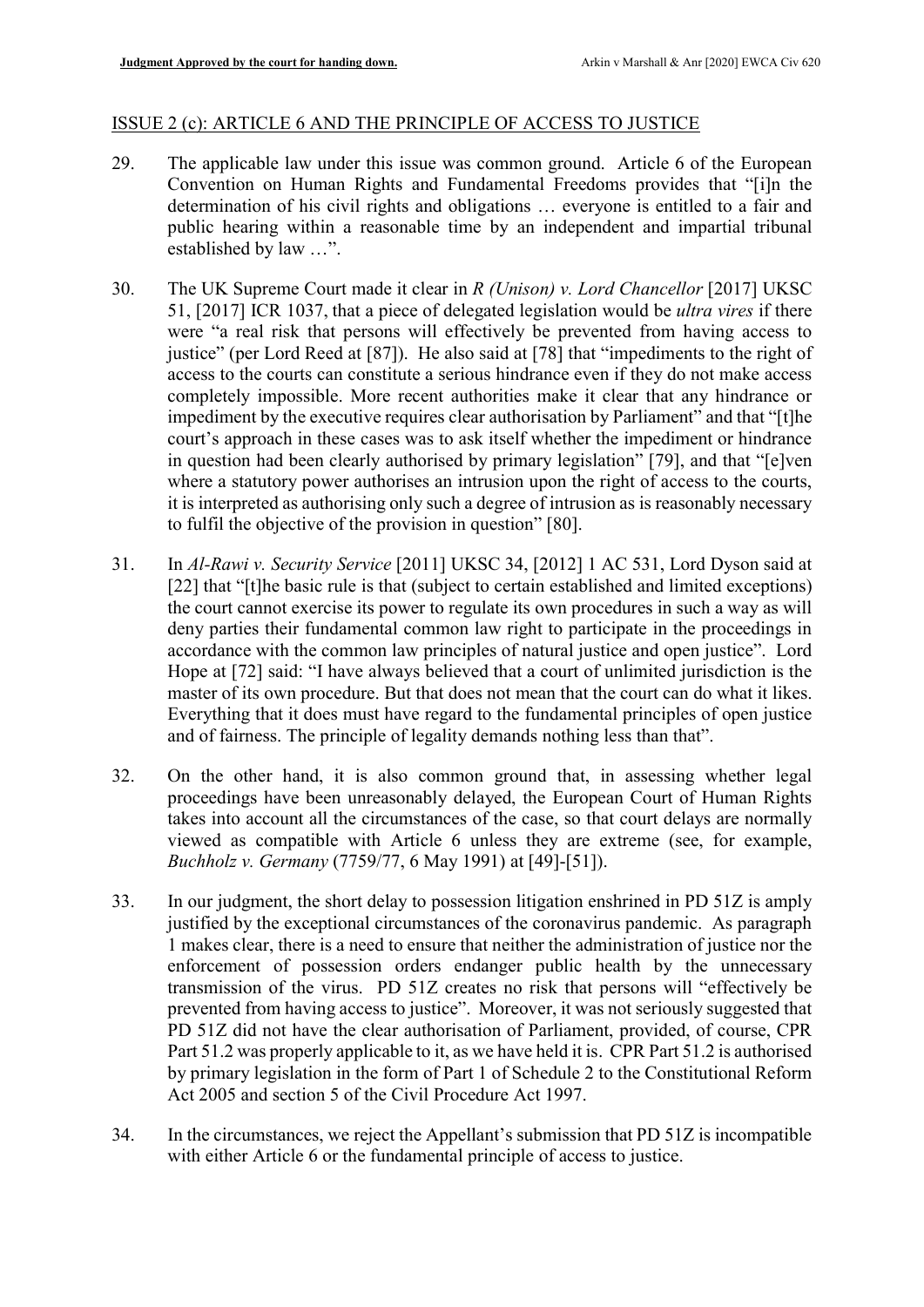ISSUE 2 (c): ARTICLE 6 AND THE PRINCIPLE OF ACCESS TO JUSTICE

29. The applicable law under this issue was common ground. Article 6 of the European Convention on Human Rights and Fundamental Freedoms provides that "[i]n the determination of his civil rights and obligations … everyone is entitled to a fair and public hearing within a reasonable time by an independent and impartial tribunal established by law …".

30. The UK Supreme Court made it clear in *R (Unison) v. Lord Chancellor* [2017] UKSC 51, [2017] ICR 1037, that a piece of delegated legislation would be *ultra vires* if there were "a real risk that persons will effectively be prevented from having access to justice" (per Lord Reed at [87]). He also said at [78] that "impediments to the right of access to the courts can constitute a serious hindrance even if they do not make access completely impossible. More recent authorities make it clear that any hindrance or impediment by the executive requires clear authorisation by Parliament" and that "[t]he court's approach in these cases was to ask itself whether the impediment or hindrance in question had been clearly authorised by primary legislation" [79], and that "[e]ven where a statutory power authorises an intrusion upon the right of access to the courts, it is interpreted as authorising only such a degree of intrusion as is reasonably necessary to fulfil the objective of the provision in question" [80].

31. In *Al-Rawi v. Security Service* [2011] UKSC 34, [2012] 1 AC 531, Lord Dyson said at [22] that "[t]he basic rule is that (subject to certain established and limited exceptions) the court cannot exercise its power to regulate its own procedures in such a way as will deny parties their fundamental common law right to participate in the proceedings in accordance with the common law principles of natural justice and open justice". Lord Hope at [72] said: "I have always believed that a court of unlimited jurisdiction is the master of its own procedure. But that does not mean that the court can do what it likes. Everything that it does must have regard to the fundamental principles of open justice and of fairness. The principle of legality demands nothing less than that".

32. On the other hand, it is also common ground that, in assessing whether legal proceedings have been unreasonably delayed, the European Court of Human Rights takes into account all the circumstances of the case, so that court delays are normally viewed as compatible with Article 6 unless they are extreme (see, for example, *Buchholz v. Germany* (7759/77, 6 May 1991) at [49]-[51]).

33. In our judgment, the short delay to possession litigation enshrined in PD 51Z is amply justified by the exceptional circumstances of the coronavirus pandemic. As paragraph 1 makes clear, there is a need to ensure that neither the administration of justice nor the enforcement of possession orders endanger public health by the unnecessary transmission of the virus. PD 51Z creates no risk that persons will "effectively be prevented from having access to justice". Moreover, it was not seriously suggested that PD 51Z did not have the clear authorisation of Parliament, provided, of course, CPR Part 51.2 was properly applicable to it, as we have held it is. CPR Part 51.2 is authorised by primary legislation in the form of Part 1 of Schedule 2 to the Constitutional Reform Act 2005 and section 5 of the Civil Procedure Act 1997.

34. In the circumstances, we reject the Appellant's submission that PD 51Z is incompatible with either Article 6 or the fundamental principle of access to justice.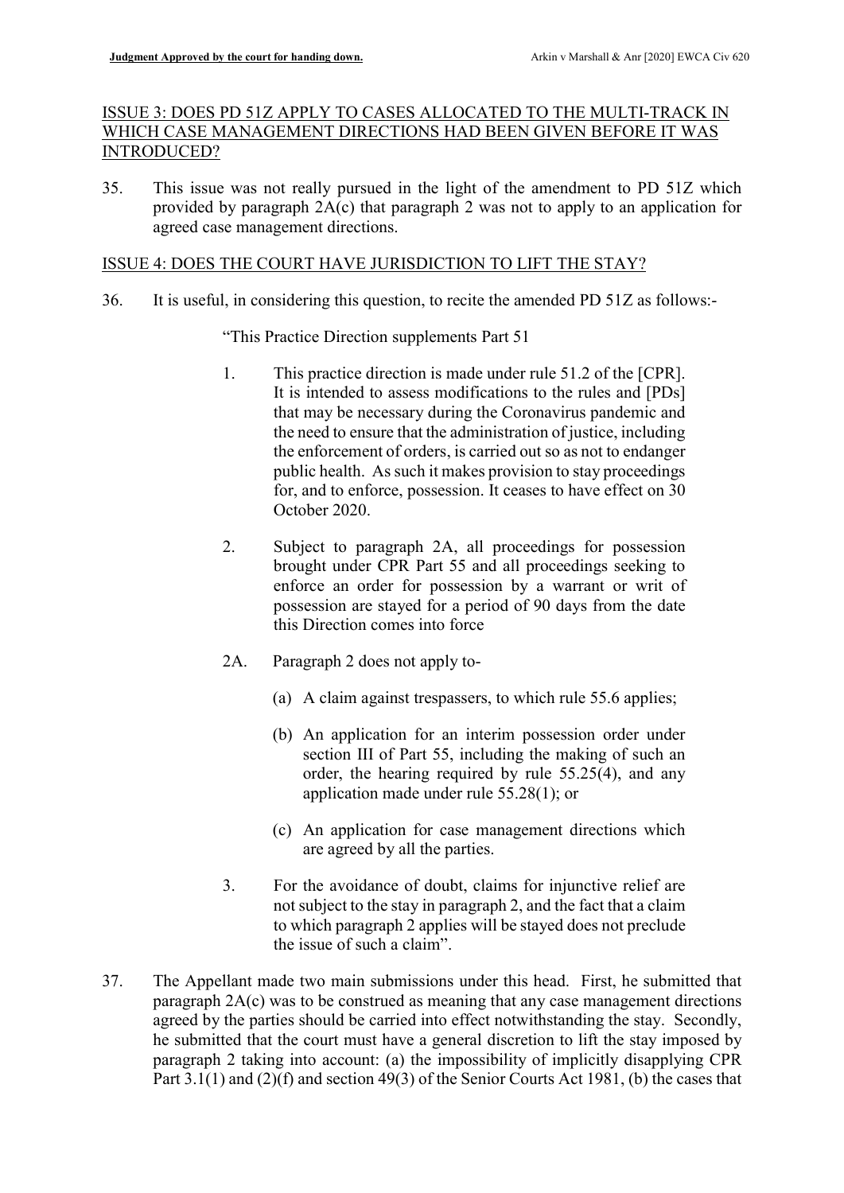## ISSUE 3: DOES PD 51Z APPLY TO CASES ALLOCATED TO THE MULTI-TRACK IN WHICH CASE MANAGEMENT DIRECTIONS HAD BEEN GIVEN BEFORE IT WAS INTRODUCED?

35. This issue was not really pursued in the light of the amendment to PD 51Z which provided by paragraph 2A(c) that paragraph 2 was not to apply to an application for agreed case management directions.

## ISSUE 4: DOES THE COURT HAVE JURISDICTION TO LIFT THE STAY?

36. It is useful, in considering this question, to recite the amended PD 51Z as follows:-

> "This Practice Direction supplements Part 51
>
> 1. This practice direction is made under rule 51.2 of the [CPR]. It is intended to assess modifications to the rules and [PDs] that may be necessary during the Coronavirus pandemic and the need to ensure that the administration of justice, including the enforcement of orders, is carried out so as not to endanger public health. As such it makes provision to stay proceedings for, and to enforce, possession. It ceases to have effect on 30 October 2020.
>
> 2. Subject to paragraph 2A, all proceedings for possession brought under CPR Part 55 and all proceedings seeking to enforce an order for possession by a warrant or writ of possession are stayed for a period of 90 days from the date this Direction comes into force
>
> 2A. Paragraph 2 does not apply to-
>
> (a) A claim against trespassers, to which rule 55.6 applies;
>
> (b) An application for an interim possession order under section III of Part 55, including the making of such an order, the hearing required by rule 55.25(4), and any application made under rule 55.28(1); or
>
> (c) An application for case management directions which are agreed by all the parties.
>
> 3. For the avoidance of doubt, claims for injunctive relief are not subject to the stay in paragraph 2, and the fact that a claim to which paragraph 2 applies will be stayed does not preclude the issue of such a claim".

37. The Appellant made two main submissions under this head. First, he submitted that paragraph 2A(c) was to be construed as meaning that any case management directions agreed by the parties should be carried into effect notwithstanding the stay. Secondly, he submitted that the court must have a general discretion to lift the stay imposed by paragraph 2 taking into account: (a) the impossibility of implicitly disapplying CPR Part 3.1(1) and (2)(f) and section 49(3) of the Senior Courts Act 1981, (b) the cases that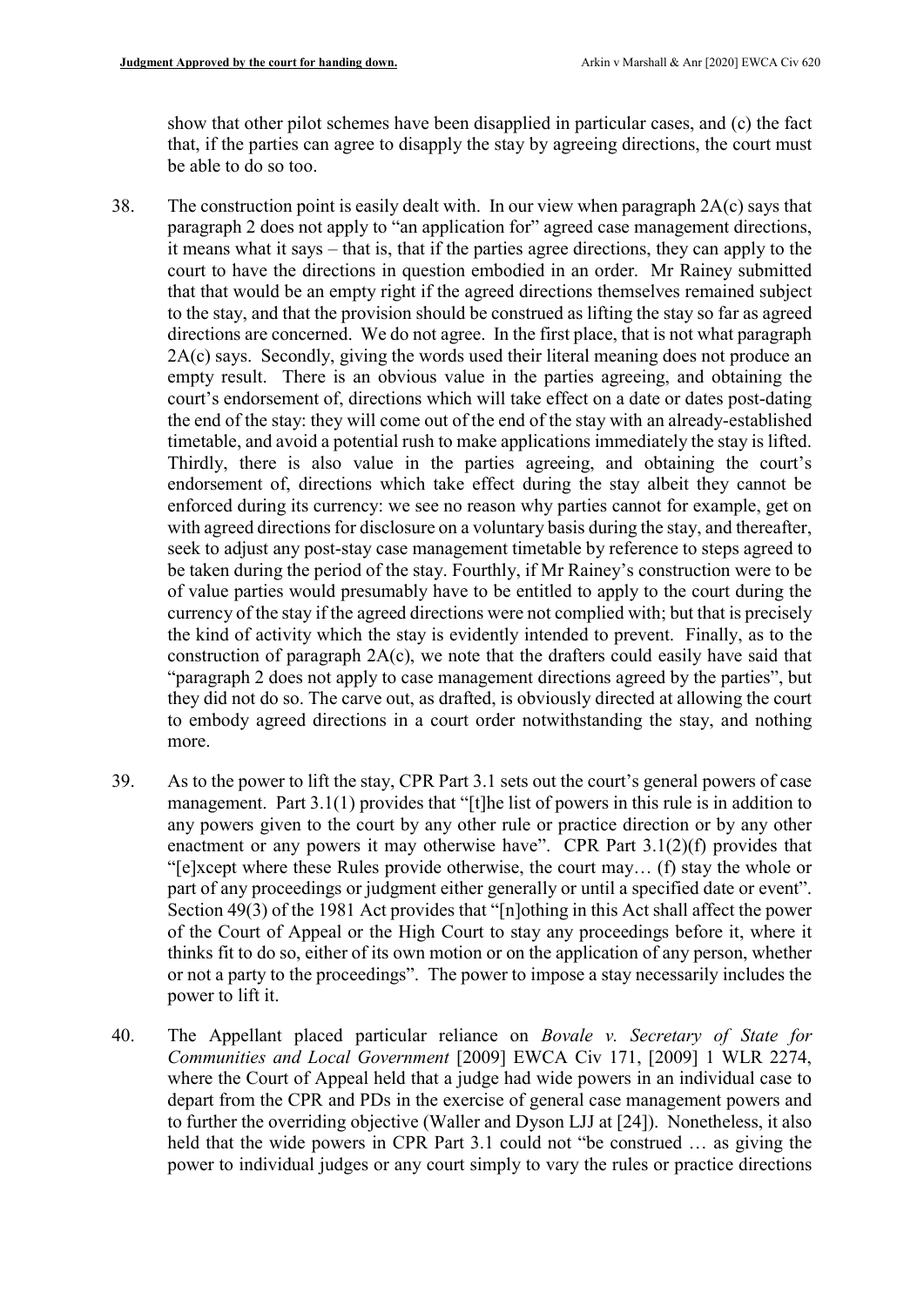show that other pilot schemes have been disapplied in particular cases, and (c) the fact that, if the parties can agree to disapply the stay by agreeing directions, the court must be able to do so too.

38. The construction point is easily dealt with. In our view when paragraph 2A(c) says that paragraph 2 does not apply to "an application for" agreed case management directions, it means what it says – that is, that if the parties agree directions, they can apply to the court to have the directions in question embodied in an order. Mr Rainey submitted that that would be an empty right if the agreed directions themselves remained subject to the stay, and that the provision should be construed as lifting the stay so far as agreed directions are concerned. We do not agree. In the first place, that is not what paragraph 2A(c) says. Secondly, giving the words used their literal meaning does not produce an empty result. There is an obvious value in the parties agreeing, and obtaining the court's endorsement of, directions which will take effect on a date or dates post-dating the end of the stay: they will come out of the end of the stay with an already-established timetable, and avoid a potential rush to make applications immediately the stay is lifted. Thirdly, there is also value in the parties agreeing, and obtaining the court's endorsement of, directions which take effect during the stay albeit they cannot be enforced during its currency: we see no reason why parties cannot for example, get on with agreed directions for disclosure on a voluntary basis during the stay, and thereafter, seek to adjust any post-stay case management timetable by reference to steps agreed to be taken during the period of the stay. Fourthly, if Mr Rainey's construction were to be of value parties would presumably have to be entitled to apply to the court during the currency of the stay if the agreed directions were not complied with; but that is precisely the kind of activity which the stay is evidently intended to prevent. Finally, as to the construction of paragraph 2A(c), we note that the drafters could easily have said that "paragraph 2 does not apply to case management directions agreed by the parties", but they did not do so. The carve out, as drafted, is obviously directed at allowing the court to embody agreed directions in a court order notwithstanding the stay, and nothing more.

39. As to the power to lift the stay, CPR Part 3.1 sets out the court's general powers of case management. Part 3.1(1) provides that "[t]he list of powers in this rule is in addition to any powers given to the court by any other rule or practice direction or by any other enactment or any powers it may otherwise have". CPR Part 3.1(2)(f) provides that "[e]xcept where these Rules provide otherwise, the court may… (f) stay the whole or part of any proceedings or judgment either generally or until a specified date or event". Section 49(3) of the 1981 Act provides that "[n]othing in this Act shall affect the power of the Court of Appeal or the High Court to stay any proceedings before it, where it thinks fit to do so, either of its own motion or on the application of any person, whether or not a party to the proceedings". The power to impose a stay necessarily includes the power to lift it.

40. The Appellant placed particular reliance on *Bovale v. Secretary of State for Communities and Local Government* [2009] EWCA Civ 171, [2009] 1 WLR 2274, where the Court of Appeal held that a judge had wide powers in an individual case to depart from the CPR and PDs in the exercise of general case management powers and to further the overriding objective (Waller and Dyson LJJ at [24]). Nonetheless, it also held that the wide powers in CPR Part 3.1 could not "be construed … as giving the power to individual judges or any court simply to vary the rules or practice directions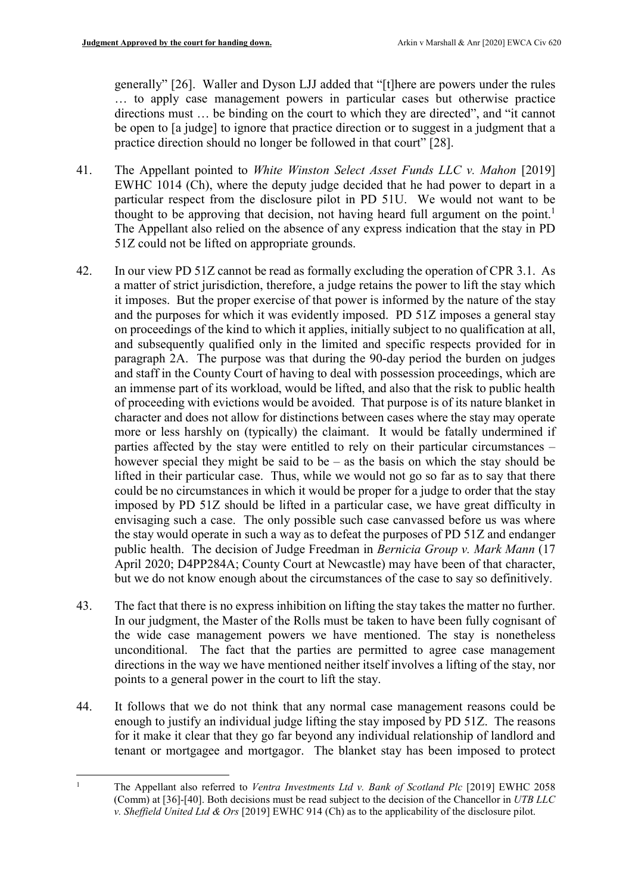generally" [26]. Waller and Dyson LJJ added that "[t]here are powers under the rules … to apply case management powers in particular cases but otherwise practice directions must … be binding on the court to which they are directed", and "it cannot be open to [a judge] to ignore that practice direction or to suggest in a judgment that a practice direction should no longer be followed in that court" [28].

41. The Appellant pointed to *White Winston Select Asset Funds LLC v. Mahon* [2019] EWHC 1014 (Ch), where the deputy judge decided that he had power to depart in a particular respect from the disclosure pilot in PD 51U. We would not want to be thought to be approving that decision, not having heard full argument on the point.[1] The Appellant also relied on the absence of any express indication that the stay in PD 51Z could not be lifted on appropriate grounds.

42. In our view PD 51Z cannot be read as formally excluding the operation of CPR 3.1. As a matter of strict jurisdiction, therefore, a judge retains the power to lift the stay which it imposes. But the proper exercise of that power is informed by the nature of the stay and the purposes for which it was evidently imposed. PD 51Z imposes a general stay on proceedings of the kind to which it applies, initially subject to no qualification at all, and subsequently qualified only in the limited and specific respects provided for in paragraph 2A. The purpose was that during the 90-day period the burden on judges and staff in the County Court of having to deal with possession proceedings, which are an immense part of its workload, would be lifted, and also that the risk to public health of proceeding with evictions would be avoided. That purpose is of its nature blanket in character and does not allow for distinctions between cases where the stay may operate more or less harshly on (typically) the claimant. It would be fatally undermined if parties affected by the stay were entitled to rely on their particular circumstances – however special they might be said to be – as the basis on which the stay should be lifted in their particular case. Thus, while we would not go so far as to say that there could be no circumstances in which it would be proper for a judge to order that the stay imposed by PD 51Z should be lifted in a particular case, we have great difficulty in envisaging such a case. The only possible such case canvassed before us was where the stay would operate in such a way as to defeat the purposes of PD 51Z and endanger public health. The decision of Judge Freedman in *Bernicia Group v. Mark Mann* (17 April 2020; D4PP284A; County Court at Newcastle) may have been of that character, but we do not know enough about the circumstances of the case to say so definitively.

43. The fact that there is no express inhibition on lifting the stay takes the matter no further. In our judgment, the Master of the Rolls must be taken to have been fully cognisant of the wide case management powers we have mentioned. The stay is nonetheless unconditional. The fact that the parties are permitted to agree case management directions in the way we have mentioned neither itself involves a lifting of the stay, nor points to a general power in the court to lift the stay.

44. It follows that we do not think that any normal case management reasons could be enough to justify an individual judge lifting the stay imposed by PD 51Z. The reasons for it make it clear that they go far beyond any individual relationship of landlord and tenant or mortgagee and mortgagor. The blanket stay has been imposed to protect

---

[1] The Appellant also referred to *Ventra Investments Ltd v. Bank of Scotland Plc* [2019] EWHC 2058 (Comm) at [36]-[40]. Both decisions must be read subject to the decision of the Chancellor in *UTB LLC v. Sheffield United Ltd & Ors* [2019] EWHC 914 (Ch) as to the applicability of the disclosure pilot.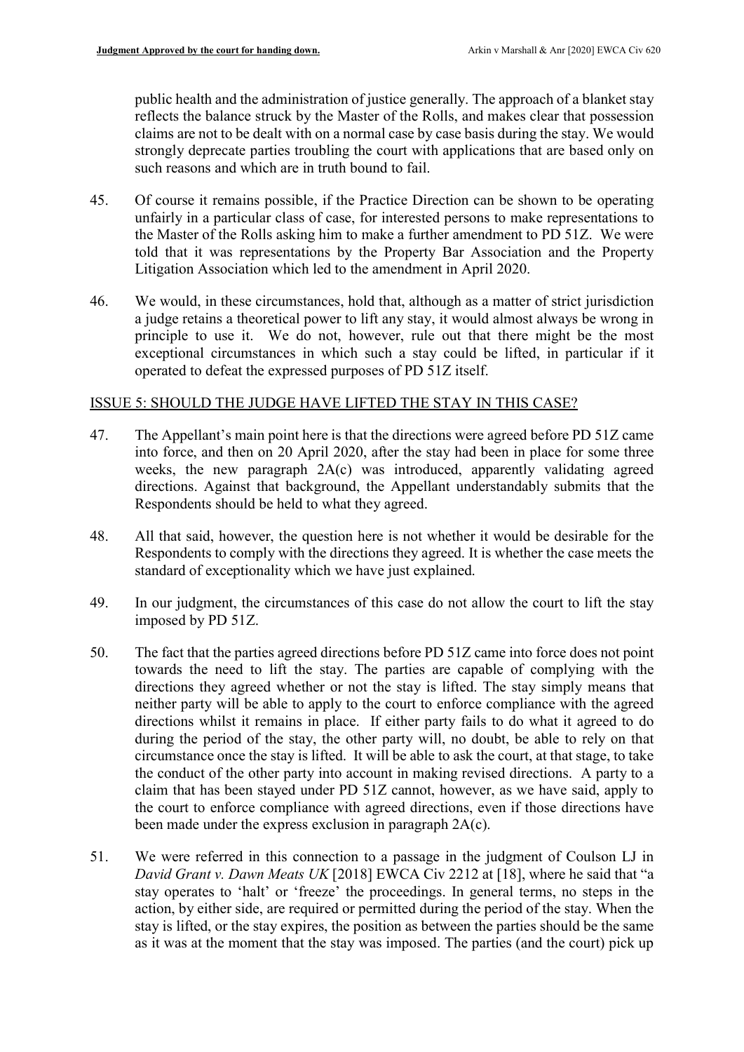public health and the administration of justice generally. The approach of a blanket stay reflects the balance struck by the Master of the Rolls, and makes clear that possession claims are not to be dealt with on a normal case by case basis during the stay. We would strongly deprecate parties troubling the court with applications that are based only on such reasons and which are in truth bound to fail.

45. Of course it remains possible, if the Practice Direction can be shown to be operating unfairly in a particular class of case, for interested persons to make representations to the Master of the Rolls asking him to make a further amendment to PD 51Z. We were told that it was representations by the Property Bar Association and the Property Litigation Association which led to the amendment in April 2020.

46. We would, in these circumstances, hold that, although as a matter of strict jurisdiction a judge retains a theoretical power to lift any stay, it would almost always be wrong in principle to use it. We do not, however, rule out that there might be the most exceptional circumstances in which such a stay could be lifted, in particular if it operated to defeat the expressed purposes of PD 51Z itself.

## ISSUE 5: SHOULD THE JUDGE HAVE LIFTED THE STAY IN THIS CASE?

47. The Appellant's main point here is that the directions were agreed before PD 51Z came into force, and then on 20 April 2020, after the stay had been in place for some three weeks, the new paragraph 2A(c) was introduced, apparently validating agreed directions. Against that background, the Appellant understandably submits that the Respondents should be held to what they agreed.

48. All that said, however, the question here is not whether it would be desirable for the Respondents to comply with the directions they agreed. It is whether the case meets the standard of exceptionality which we have just explained.

49. In our judgment, the circumstances of this case do not allow the court to lift the stay imposed by PD 51Z.

50. The fact that the parties agreed directions before PD 51Z came into force does not point towards the need to lift the stay. The parties are capable of complying with the directions they agreed whether or not the stay is lifted. The stay simply means that neither party will be able to apply to the court to enforce compliance with the agreed directions whilst it remains in place. If either party fails to do what it agreed to do during the period of the stay, the other party will, no doubt, be able to rely on that circumstance once the stay is lifted. It will be able to ask the court, at that stage, to take the conduct of the other party into account in making revised directions. A party to a claim that has been stayed under PD 51Z cannot, however, as we have said, apply to the court to enforce compliance with agreed directions, even if those directions have been made under the express exclusion in paragraph 2A(c).

51. We were referred in this connection to a passage in the judgment of Coulson LJ in *David Grant v. Dawn Meats UK* [2018] EWCA Civ 2212 at [18], where he said that "a stay operates to 'halt' or 'freeze' the proceedings. In general terms, no steps in the action, by either side, are required or permitted during the period of the stay. When the stay is lifted, or the stay expires, the position as between the parties should be the same as it was at the moment that the stay was imposed. The parties (and the court) pick up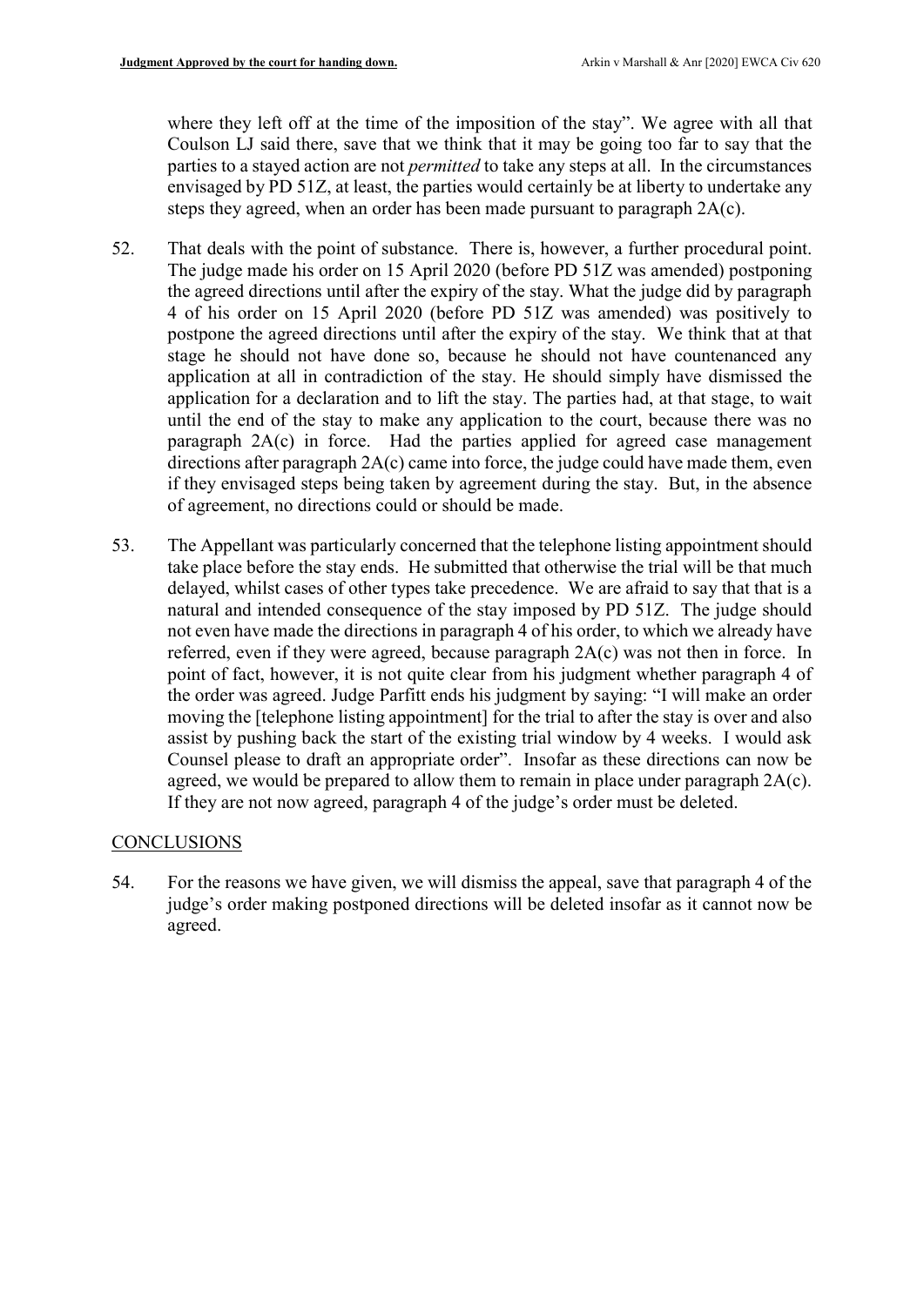where they left off at the time of the imposition of the stay". We agree with all that Coulson LJ said there, save that we think that it may be going too far to say that the parties to a stayed action are not *permitted* to take any steps at all. In the circumstances envisaged by PD 51Z, at least, the parties would certainly be at liberty to undertake any steps they agreed, when an order has been made pursuant to paragraph 2A(c).

52. That deals with the point of substance. There is, however, a further procedural point. The judge made his order on 15 April 2020 (before PD 51Z was amended) postponing the agreed directions until after the expiry of the stay. What the judge did by paragraph 4 of his order on 15 April 2020 (before PD 51Z was amended) was positively to postpone the agreed directions until after the expiry of the stay. We think that at that stage he should not have done so, because he should not have countenanced any application at all in contradiction of the stay. He should simply have dismissed the application for a declaration and to lift the stay. The parties had, at that stage, to wait until the end of the stay to make any application to the court, because there was no paragraph 2A(c) in force. Had the parties applied for agreed case management directions after paragraph 2A(c) came into force, the judge could have made them, even if they envisaged steps being taken by agreement during the stay. But, in the absence of agreement, no directions could or should be made.

53. The Appellant was particularly concerned that the telephone listing appointment should take place before the stay ends. He submitted that otherwise the trial will be that much delayed, whilst cases of other types take precedence. We are afraid to say that that is a natural and intended consequence of the stay imposed by PD 51Z. The judge should not even have made the directions in paragraph 4 of his order, to which we already have referred, even if they were agreed, because paragraph 2A(c) was not then in force. In point of fact, however, it is not quite clear from his judgment whether paragraph 4 of the order was agreed. Judge Parfitt ends his judgment by saying: "I will make an order moving the [telephone listing appointment] for the trial to after the stay is over and also assist by pushing back the start of the existing trial window by 4 weeks. I would ask Counsel please to draft an appropriate order". Insofar as these directions can now be agreed, we would be prepared to allow them to remain in place under paragraph 2A(c). If they are not now agreed, paragraph 4 of the judge's order must be deleted.

## CONCLUSIONS

54. For the reasons we have given, we will dismiss the appeal, save that paragraph 4 of the judge's order making postponed directions will be deleted insofar as it cannot now be agreed.